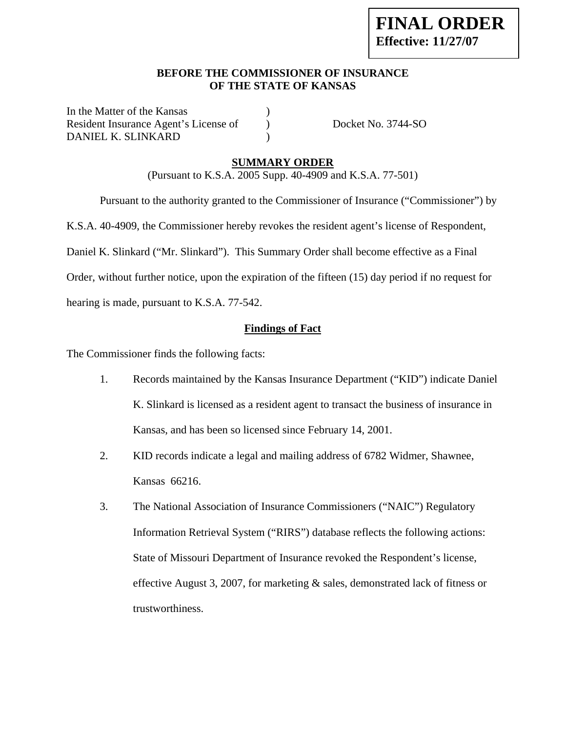**FINAL ORDER**
**Effective: 11/27/07**

**BEFORE THE COMMISSIONER OF INSURANCE**
**OF THE STATE OF KANSAS**

| | | |
|---|---|---|
| In the Matter of the Kansas | ) | |
| Resident Insurance Agent's License of | ) | Docket No. 3744-SO |
| DANIEL K. SLINKARD | ) | |

## SUMMARY ORDER

(Pursuant to K.S.A. 2005 Supp. 40-4909 and K.S.A. 77-501)

Pursuant to the authority granted to the Commissioner of Insurance ("Commissioner") by K.S.A. 40-4909, the Commissioner hereby revokes the resident agent's license of Respondent, Daniel K. Slinkard ("Mr. Slinkard"). This Summary Order shall become effective as a Final Order, without further notice, upon the expiration of the fifteen (15) day period if no request for hearing is made, pursuant to K.S.A. 77-542.

### Findings of Fact

The Commissioner finds the following facts:

1. Records maintained by the Kansas Insurance Department ("KID") indicate Daniel K. Slinkard is licensed as a resident agent to transact the business of insurance in Kansas, and has been so licensed since February 14, 2001.

2. KID records indicate a legal and mailing address of 6782 Widmer, Shawnee, Kansas 66216.

3. The National Association of Insurance Commissioners ("NAIC") Regulatory Information Retrieval System ("RIRS") database reflects the following actions: State of Missouri Department of Insurance revoked the Respondent's license, effective August 3, 2007, for marketing & sales, demonstrated lack of fitness or trustworthiness.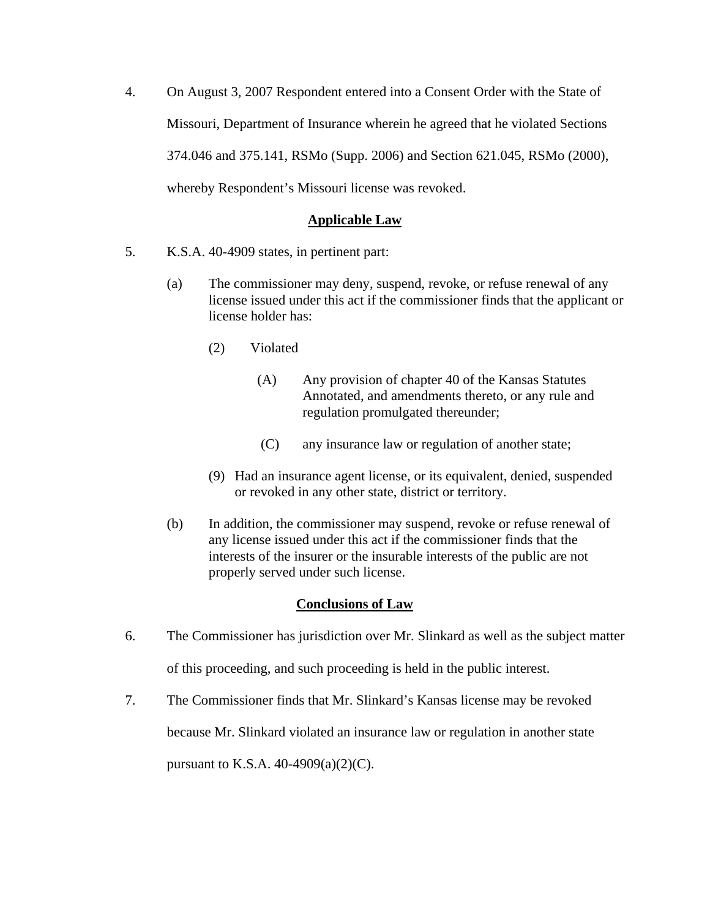4. On August 3, 2007 Respondent entered into a Consent Order with the State of Missouri, Department of Insurance wherein he agreed that he violated Sections 374.046 and 375.141, RSMo (Supp. 2006) and Section 621.045, RSMo (2000), whereby Respondent's Missouri license was revoked.

## Applicable Law

5. K.S.A. 40-4909 states, in pertinent part:

    (a) The commissioner may deny, suspend, revoke, or refuse renewal of any license issued under this act if the commissioner finds that the applicant or license holder has:

    (2) Violated

    (A) Any provision of chapter 40 of the Kansas Statutes Annotated, and amendments thereto, or any rule and regulation promulgated thereunder;

    (C) any insurance law or regulation of another state;

    (9) Had an insurance agent license, or its equivalent, denied, suspended or revoked in any other state, district or territory.

    (b) In addition, the commissioner may suspend, revoke or refuse renewal of any license issued under this act if the commissioner finds that the interests of the insurer or the insurable interests of the public are not properly served under such license.

## Conclusions of Law

6. The Commissioner has jurisdiction over Mr. Slinkard as well as the subject matter of this proceeding, and such proceeding is held in the public interest.

7. The Commissioner finds that Mr. Slinkard's Kansas license may be revoked because Mr. Slinkard violated an insurance law or regulation in another state pursuant to K.S.A. 40-4909(a)(2)(C).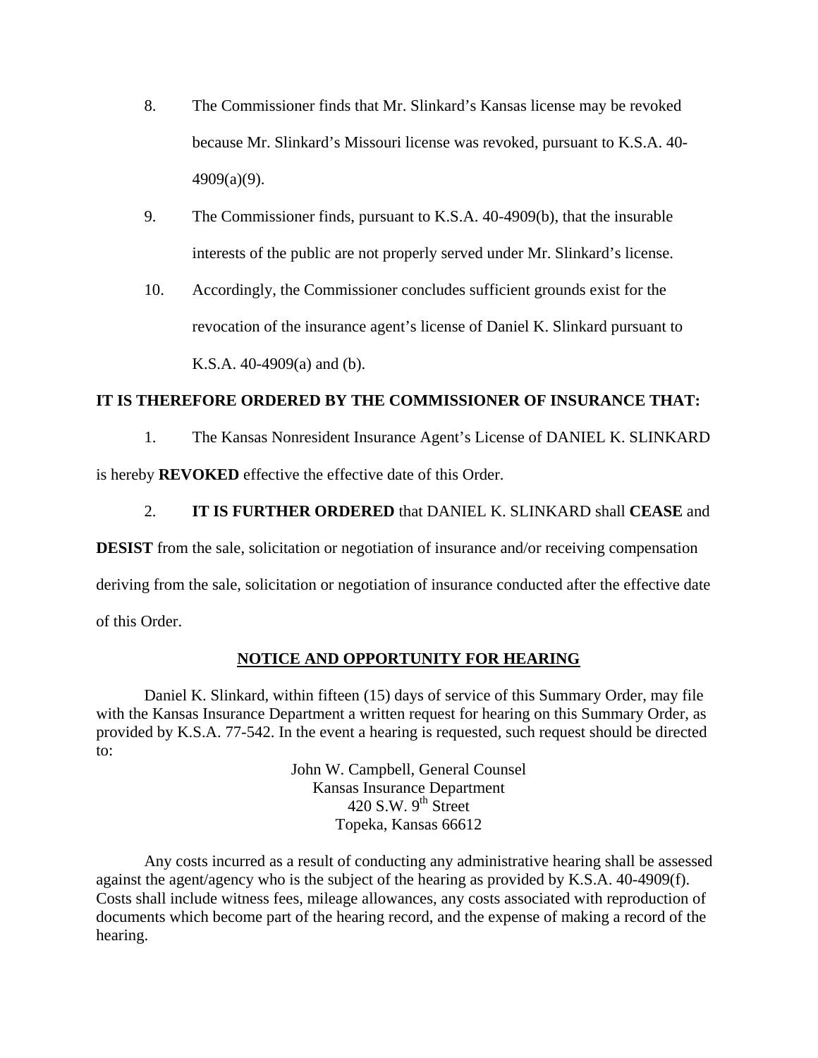8. The Commissioner finds that Mr. Slinkard's Kansas license may be revoked because Mr. Slinkard's Missouri license was revoked, pursuant to K.S.A. 40-4909(a)(9).

9. The Commissioner finds, pursuant to K.S.A. 40-4909(b), that the insurable interests of the public are not properly served under Mr. Slinkard's license.

10. Accordingly, the Commissioner concludes sufficient grounds exist for the revocation of the insurance agent's license of Daniel K. Slinkard pursuant to K.S.A. 40-4909(a) and (b).

**IT IS THEREFORE ORDERED BY THE COMMISSIONER OF INSURANCE THAT:**

1. The Kansas Nonresident Insurance Agent's License of DANIEL K. SLINKARD is hereby **REVOKED** effective the effective date of this Order.

2. **IT IS FURTHER ORDERED** that DANIEL K. SLINKARD shall **CEASE** and **DESIST** from the sale, solicitation or negotiation of insurance and/or receiving compensation deriving from the sale, solicitation or negotiation of insurance conducted after the effective date of this Order.

## NOTICE AND OPPORTUNITY FOR HEARING

Daniel K. Slinkard, within fifteen (15) days of service of this Summary Order, may file with the Kansas Insurance Department a written request for hearing on this Summary Order, as provided by K.S.A. 77-542. In the event a hearing is requested, such request should be directed to:

John W. Campbell, General Counsel
Kansas Insurance Department
420 S.W. 9th Street
Topeka, Kansas 66612

Any costs incurred as a result of conducting any administrative hearing shall be assessed against the agent/agency who is the subject of the hearing as provided by K.S.A. 40-4909(f). Costs shall include witness fees, mileage allowances, any costs associated with reproduction of documents which become part of the hearing record, and the expense of making a record of the hearing.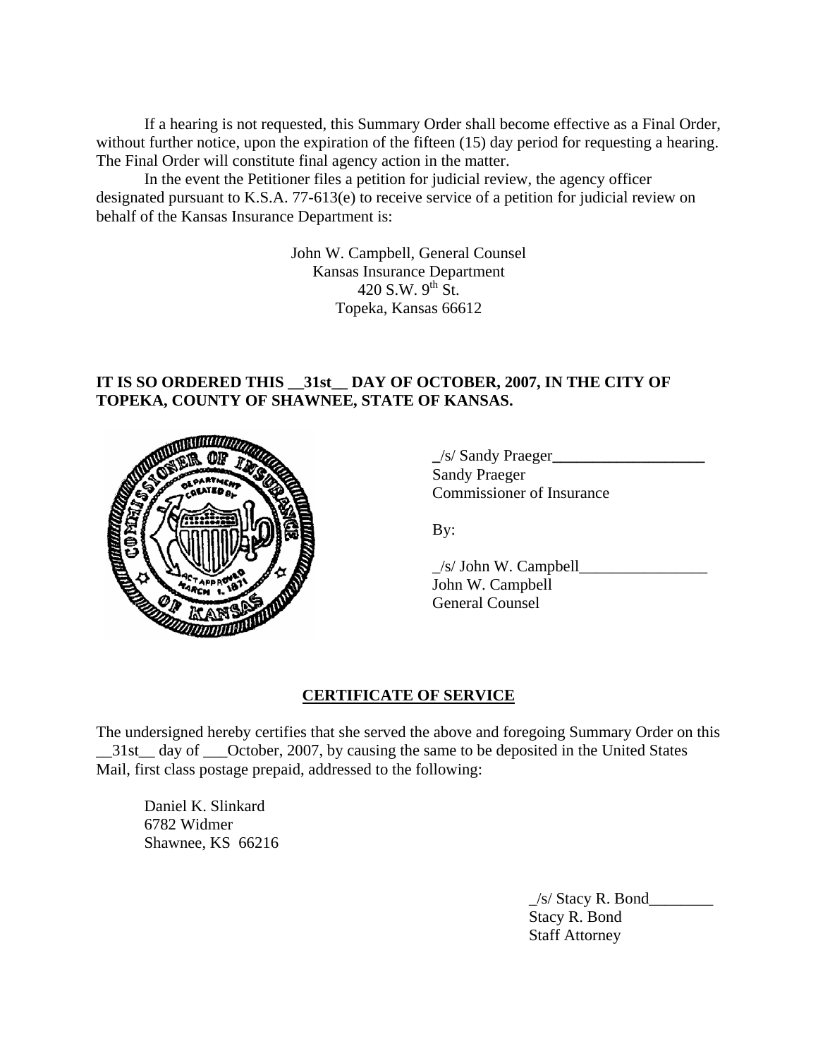If a hearing is not requested, this Summary Order shall become effective as a Final Order, without further notice, upon the expiration of the fifteen (15) day period for requesting a hearing. The Final Order will constitute final agency action in the matter.

In the event the Petitioner files a petition for judicial review, the agency officer designated pursuant to K.S.A. 77-613(e) to receive service of a petition for judicial review on behalf of the Kansas Insurance Department is:

John W. Campbell, General Counsel
Kansas Insurance Department
420 S.W. 9th St.
Topeka, Kansas 66612

**IT IS SO ORDERED THIS __31st__ DAY OF OCTOBER, 2007, IN THE CITY OF TOPEKA, COUNTY OF SHAWNEE, STATE OF KANSAS.**

_/s/ Sandy Praeger___________________
Sandy Praeger
Commissioner of Insurance

By:

_/s/ John W. Campbell________________
John W. Campbell
General Counsel

## CERTIFICATE OF SERVICE

The undersigned hereby certifies that she served the above and foregoing Summary Order on this __31st__ day of ___October, 2007, by causing the same to be deposited in the United States Mail, first class postage prepaid, addressed to the following:

Daniel K. Slinkard
6782 Widmer
Shawnee, KS 66216

_/s/ Stacy R. Bond________
Stacy R. Bond
Staff Attorney